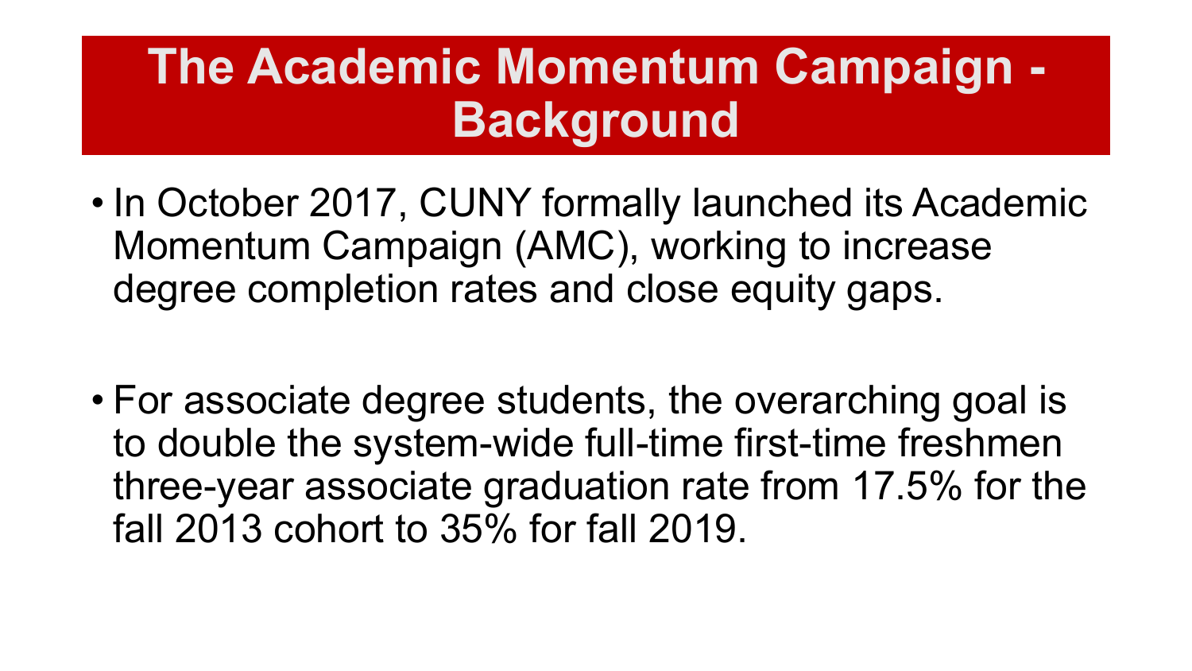# The Academic Momentum Campaign - Background

- In October 2017, CUNY formally launched its Academic Momentum Campaign (AMC), working to increase degree completion rates and close equity gaps.

- For associate degree students, the overarching goal is to double the system-wide full-time first-time freshmen three-year associate graduation rate from 17.5% for the fall 2013 cohort to 35% for fall 2019.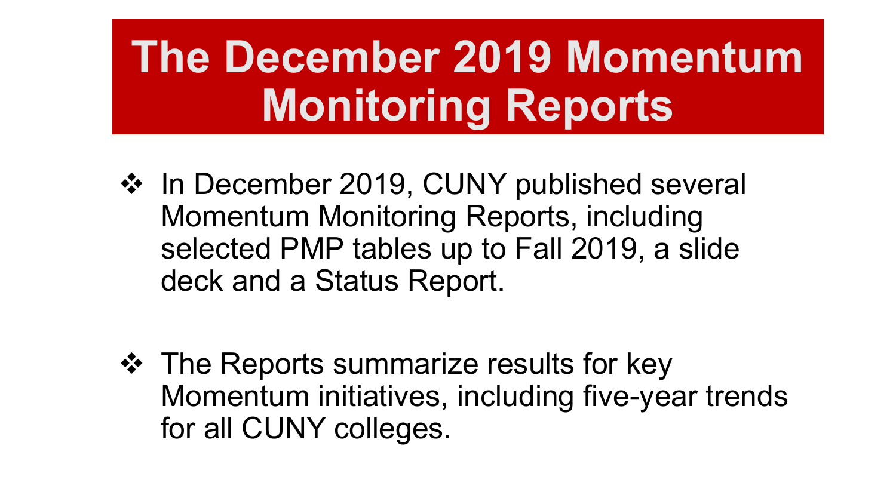# The December 2019 Momentum Monitoring Reports

- In December 2019, CUNY published several Momentum Monitoring Reports, including selected PMP tables up to Fall 2019, a slide deck and a Status Report.

- The Reports summarize results for key Momentum initiatives, including five-year trends for all CUNY colleges.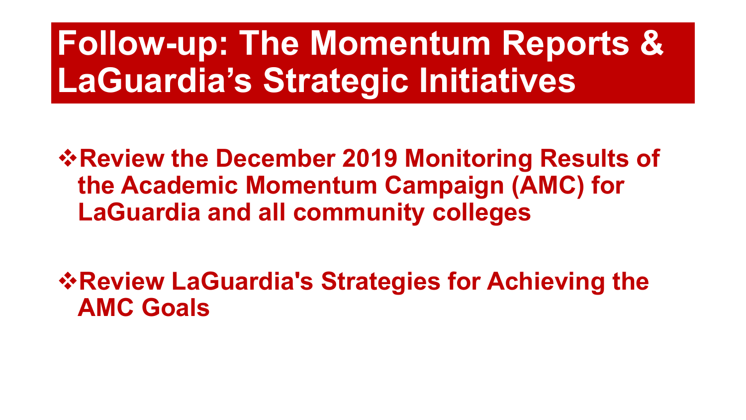# Follow-up: The Momentum Reports & LaGuardia's Strategic Initiatives

- **Review the December 2019 Monitoring Results of the Academic Momentum Campaign (AMC) for LaGuardia and all community colleges**

- **Review LaGuardia's Strategies for Achieving the AMC Goals**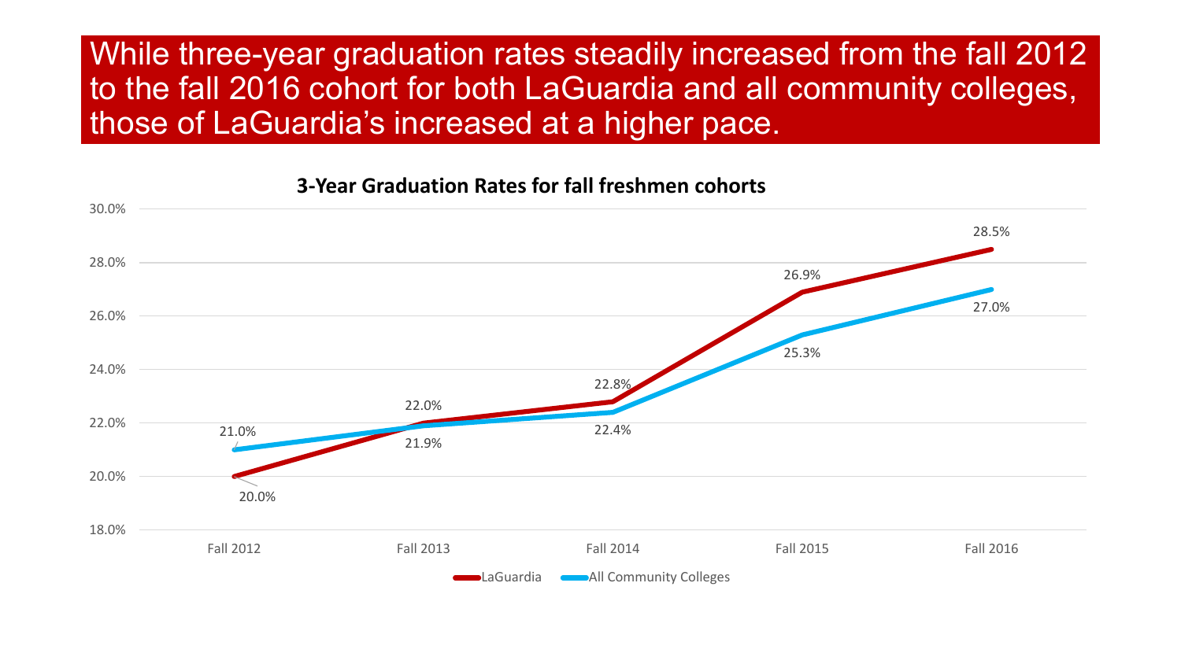# While three-year graduation rates steadily increased from the fall 2012 to the fall 2016 cohort for both LaGuardia and all community colleges, those of LaGuardia's increased at a higher pace.

**3-Year Graduation Rates for fall freshmen cohorts**

| | Fall 2012 | Fall 2013 | Fall 2014 | Fall 2015 | Fall 2016 |
|---|---|---|---|---|---|
| LaGuardia | 20.0% | 22.0% | 22.8% | 26.9% | 28.5% |
| All Community Colleges | 21.0% | 21.9% | 22.4% | 25.3% | 27.0% |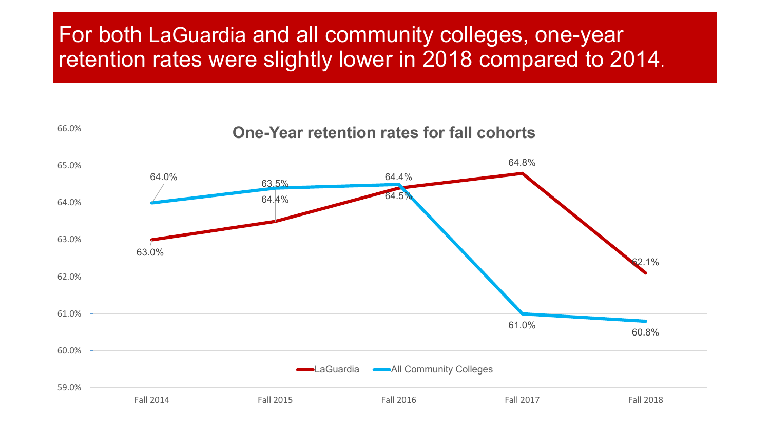# For both LaGuardia and all community colleges, one-year retention rates were slightly lower in 2018 compared to 2014.

**One-Year retention rates for fall cohorts**

| | Fall 2014 | Fall 2015 | Fall 2016 | Fall 2017 | Fall 2018 |
|---|---|---|---|---|---|
| LaGuardia | 63.0% | 63.5% | 64.4% | 64.8% | 62.1% |
| All Community Colleges | 64.0% | 64.4% | 64.5% | 61.0% | 60.8% |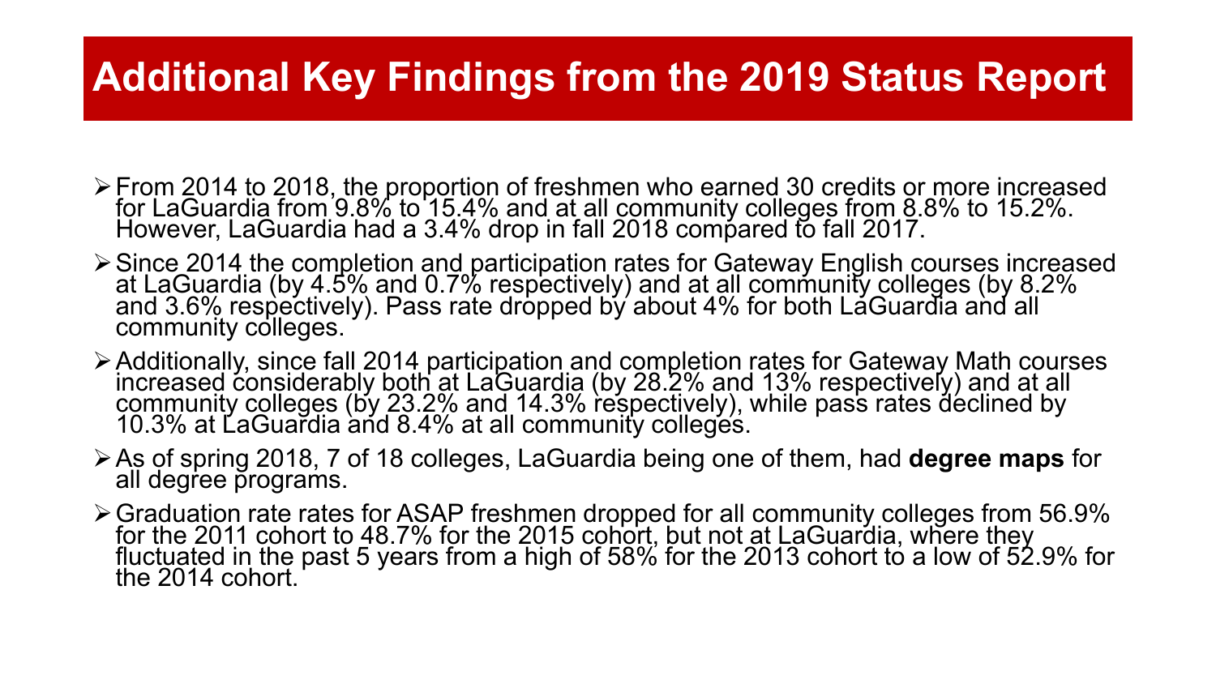# Additional Key Findings from the 2019 Status Report

- From 2014 to 2018, the proportion of freshmen who earned 30 credits or more increased for LaGuardia from 9.8% to 15.4% and at all community colleges from 8.8% to 15.2%. However, LaGuardia had a 3.4% drop in fall 2018 compared to fall 2017.
- Since 2014 the completion and participation rates for Gateway English courses increased at LaGuardia (by 4.5% and 0.7% respectively) and at all community colleges (by 8.2% and 3.6% respectively). Pass rate dropped by about 4% for both LaGuardia and all community colleges.
- Additionally, since fall 2014 participation and completion rates for Gateway Math courses increased considerably both at LaGuardia (by 28.2% and 13% respectively) and at all community colleges (by 23.2% and 14.3% respectively), while pass rates declined by 10.3% at LaGuardia and 8.4% at all community colleges.
- As of spring 2018, 7 of 18 colleges, LaGuardia being one of them, had **degree maps** for all degree programs.
- Graduation rate rates for ASAP freshmen dropped for all community colleges from 56.9% for the 2011 cohort to 48.7% for the 2015 cohort, but not at LaGuardia, where they fluctuated in the past 5 years from a high of 58% for the 2013 cohort to a low of 52.9% for the 2014 cohort.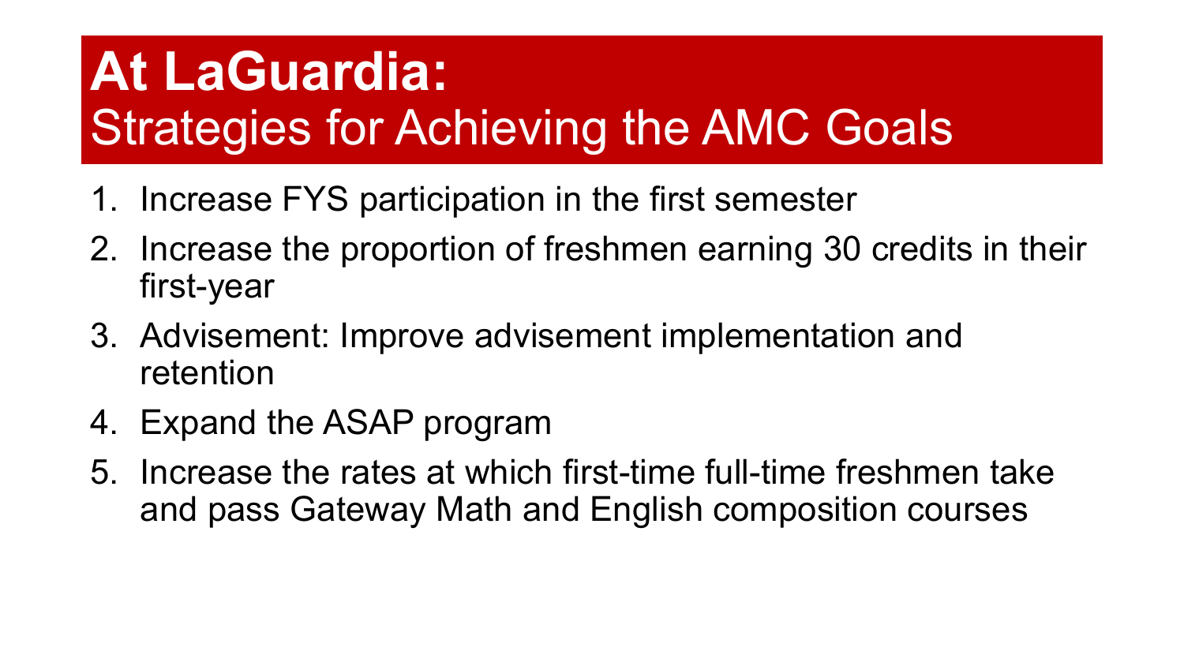# At LaGuardia:
## Strategies for Achieving the AMC Goals

1. Increase FYS participation in the first semester
2. Increase the proportion of freshmen earning 30 credits in their first-year
3. Advisement: Improve advisement implementation and retention
4. Expand the ASAP program
5. Increase the rates at which first-time full-time freshmen take and pass Gateway Math and English composition courses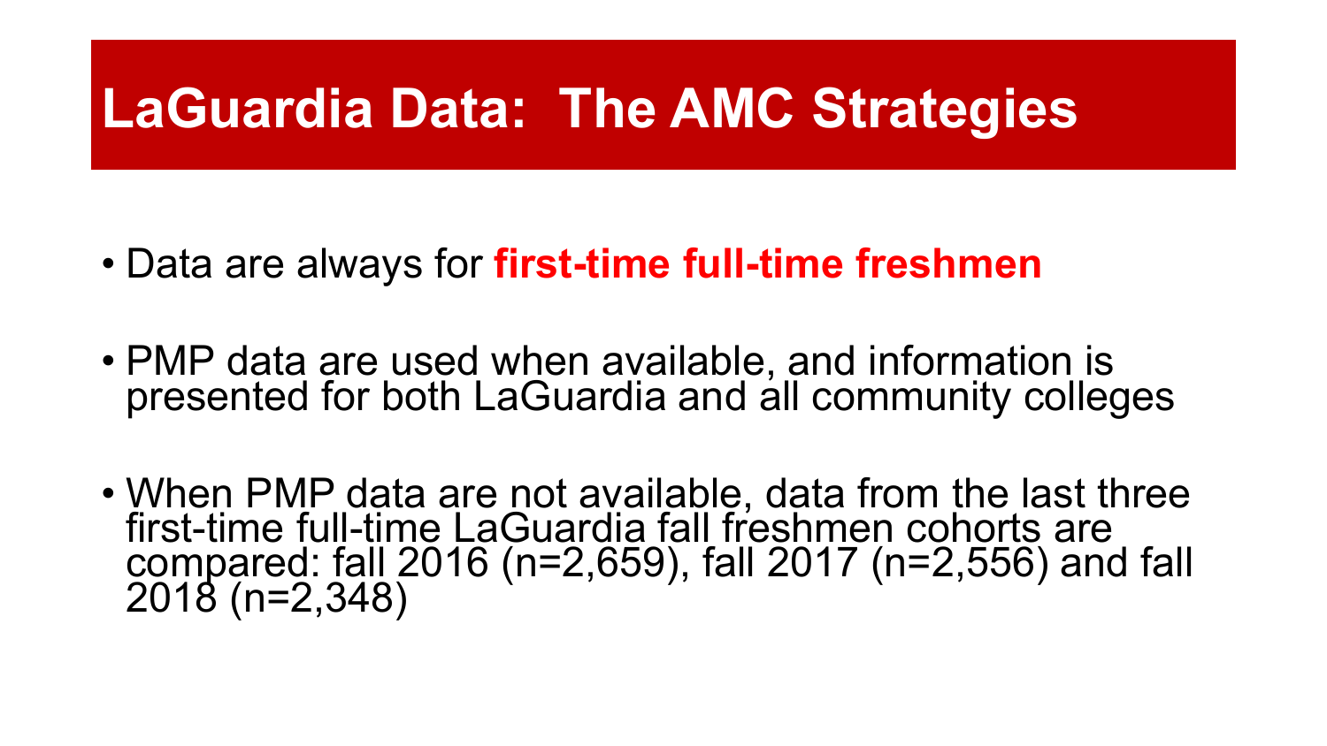# LaGuardia Data: The AMC Strategies

- Data are always for **first-time full-time freshmen**
- PMP data are used when available, and information is presented for both LaGuardia and all community colleges
- When PMP data are not available, data from the last three first-time full-time LaGuardia fall freshmen cohorts are compared: fall 2016 (n=2,659), fall 2017 (n=2,556) and fall 2018 (n=2,348)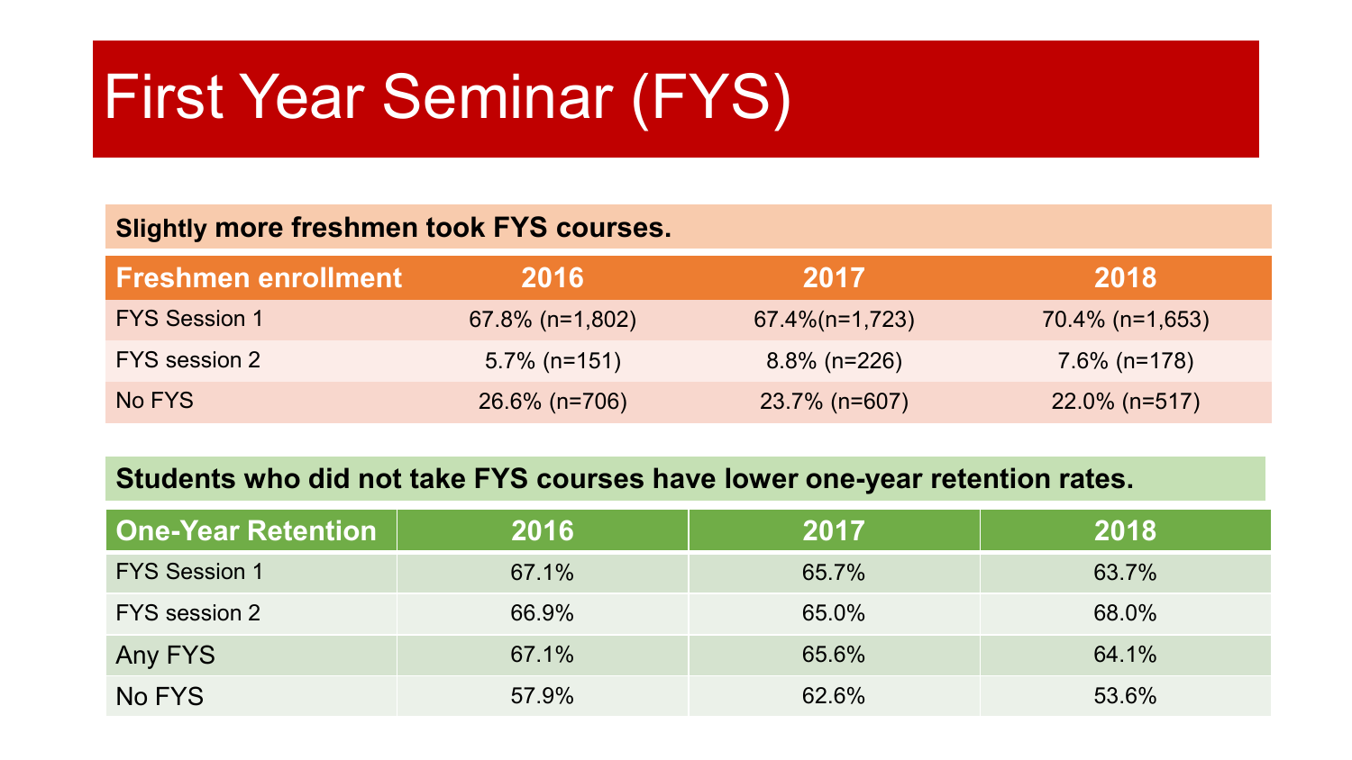# First Year Seminar (FYS)

**Slightly more freshmen took FYS courses.**

| Freshmen enrollment | 2016 | 2017 | 2018 |
|---|---|---|---|
| FYS Session 1 | 67.8% (n=1,802) | 67.4%(n=1,723) | 70.4% (n=1,653) |
| FYS session 2 | 5.7% (n=151) | 8.8% (n=226) | 7.6% (n=178) |
| No FYS | 26.6% (n=706) | 23.7% (n=607) | 22.0% (n=517) |

**Students who did not take FYS courses have lower one-year retention rates.**

| One-Year Retention | 2016 | 2017 | 2018 |
|---|---|---|---|
| FYS Session 1 | 67.1% | 65.7% | 63.7% |
| FYS session 2 | 66.9% | 65.0% | 68.0% |
| Any FYS | 67.1% | 65.6% | 64.1% |
| No FYS | 57.9% | 62.6% | 53.6% |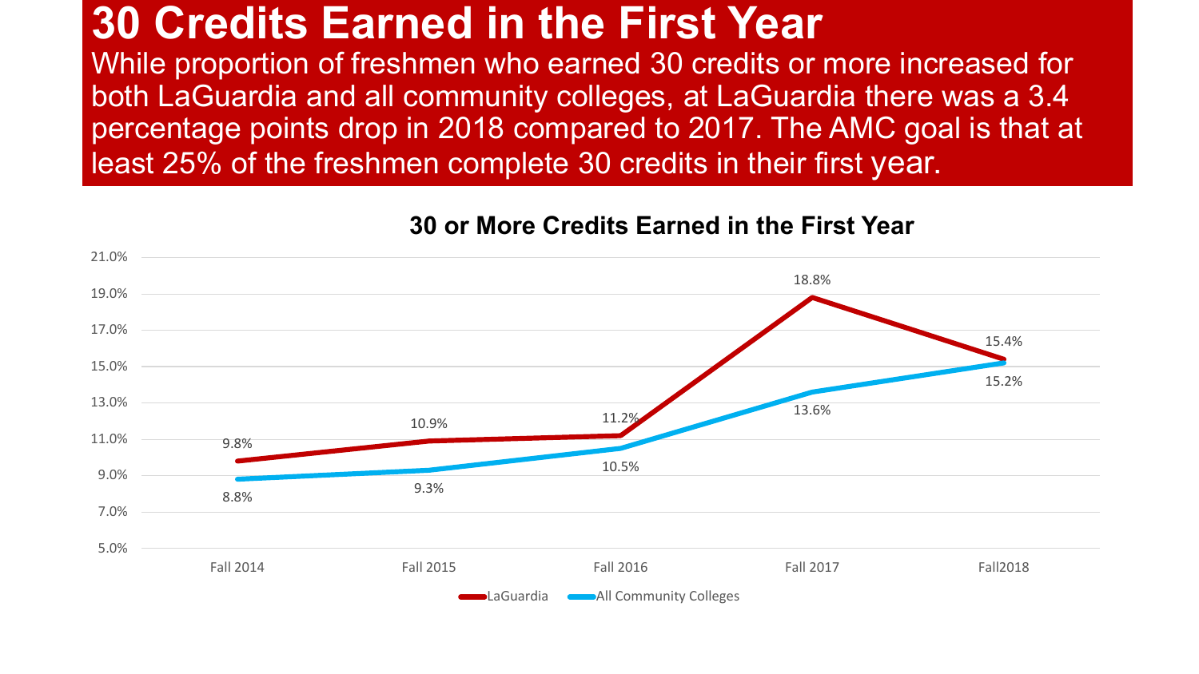# 30 Credits Earned in the First Year

While proportion of freshmen who earned 30 credits or more increased for both LaGuardia and all community colleges, at LaGuardia there was a 3.4 percentage points drop in 2018 compared to 2017. The AMC goal is that at least 25% of the freshmen complete 30 credits in their first year.

**30 or More Credits Earned in the First Year**

| | Fall 2014 | Fall 2015 | Fall 2016 | Fall 2017 | Fall2018 |
|---|---|---|---|---|---|
| LaGuardia | 9.8% | 10.9% | 11.2% | 18.8% | 15.4% |
| All Community Colleges | 8.8% | 9.3% | 10.5% | 13.6% | 15.2% |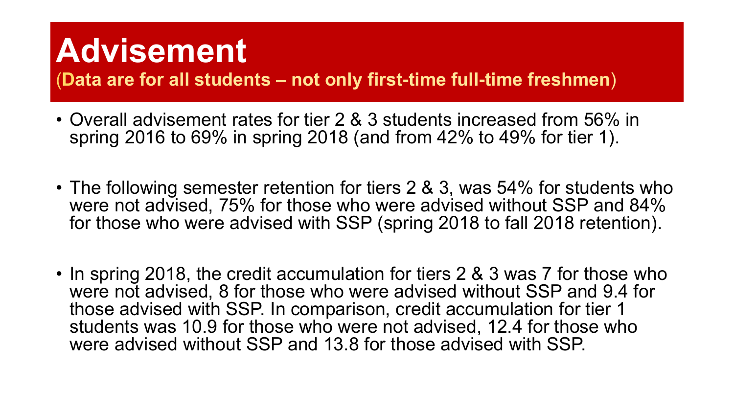# Advisement

**(Data are for all students – not only first-time full-time freshmen)**

- Overall advisement rates for tier 2 & 3 students increased from 56% in spring 2016 to 69% in spring 2018 (and from 42% to 49% for tier 1).
- The following semester retention for tiers 2 & 3, was 54% for students who were not advised, 75% for those who were advised without SSP and 84% for those who were advised with SSP (spring 2018 to fall 2018 retention).
- In spring 2018, the credit accumulation for tiers 2 & 3 was 7 for those who were not advised, 8 for those who were advised without SSP and 9.4 for those advised with SSP. In comparison, credit accumulation for tier 1 students was 10.9 for those who were not advised, 12.4 for those who were advised without SSP and 13.8 for those advised with SSP.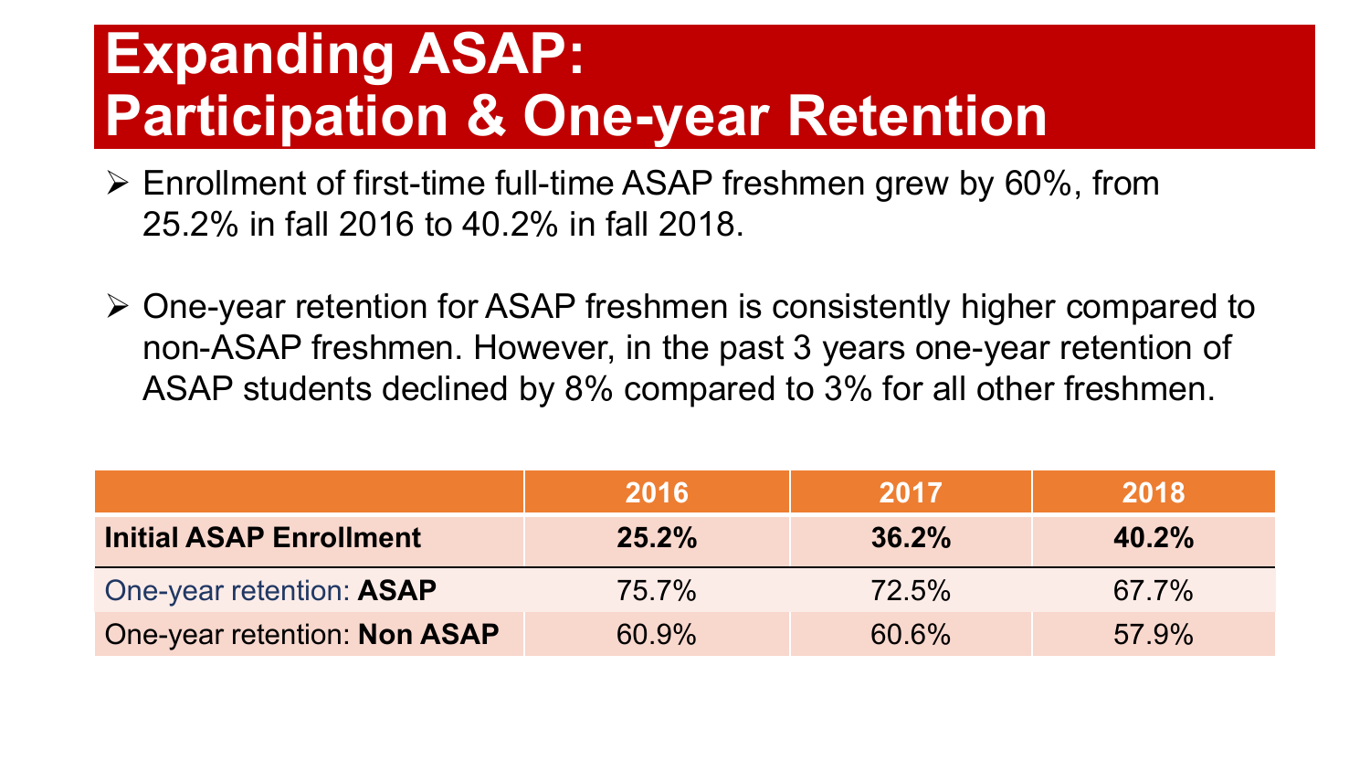# Expanding ASAP: Participation & One-year Retention

- Enrollment of first-time full-time ASAP freshmen grew by 60%, from 25.2% in fall 2016 to 40.2% in fall 2018.
- One-year retention for ASAP freshmen is consistently higher compared to non-ASAP freshmen. However, in the past 3 years one-year retention of ASAP students declined by 8% compared to 3% for all other freshmen.

| | 2016 | 2017 | 2018 |
|---|---|---|---|
| **Initial ASAP Enrollment** | **25.2%** | **36.2%** | **40.2%** |
| One-year retention: **ASAP** | 75.7% | 72.5% | 67.7% |
| One-year retention: **Non ASAP** | 60.9% | 60.6% | 57.9% |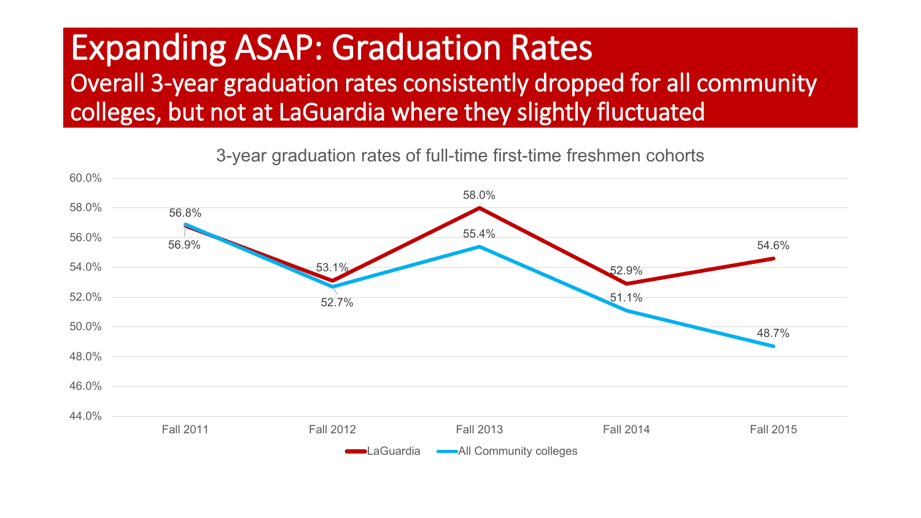# Expanding ASAP: Graduation Rates

## Overall 3-year graduation rates consistently dropped for all community colleges, but not at LaGuardia where they slightly fluctuated

3-year graduation rates of full-time first-time freshmen cohorts

| | Fall 2011 | Fall 2012 | Fall 2013 | Fall 2014 | Fall 2015 |
|---|---|---|---|---|---|
| LaGuardia | 56.8% | 53.1% | 58.0% | 52.9% | 54.6% |
| All Community colleges | 56.9% | 52.7% | 55.4% | 51.1% | 48.7% |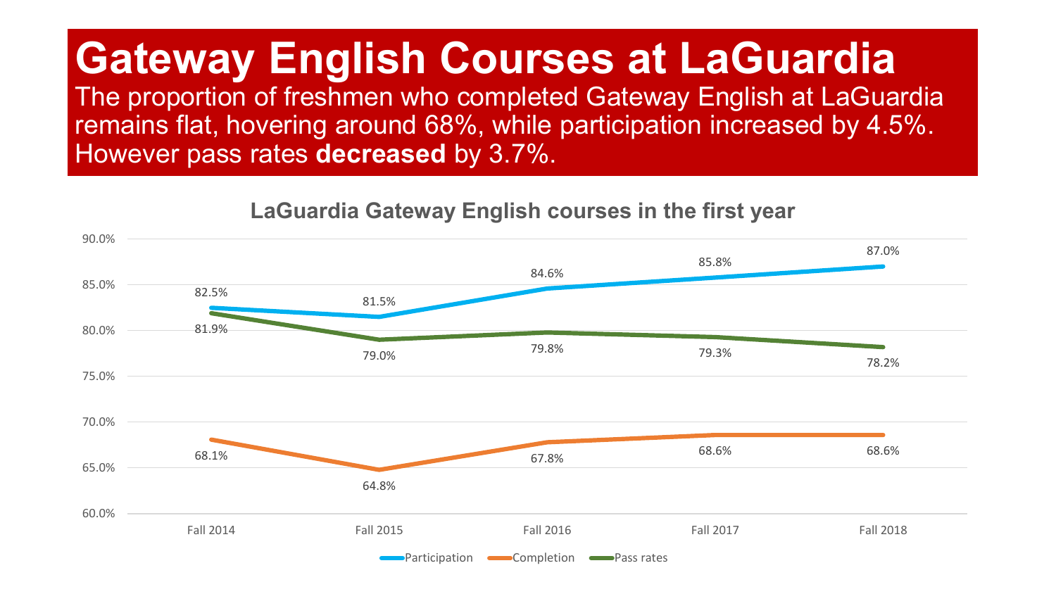# Gateway English Courses at LaGuardia

The proportion of freshmen who completed Gateway English at LaGuardia remains flat, hovering around 68%, while participation increased by 4.5%. However pass rates **decreased** by 3.7%.

## LaGuardia Gateway English courses in the first year

| | Fall 2014 | Fall 2015 | Fall 2016 | Fall 2017 | Fall 2018 |
|---|---|---|---|---|---|
| Participation | 82.5% | 81.5% | 84.6% | 85.8% | 87.0% |
| Completion | 68.1% | 64.8% | 67.8% | 68.6% | 68.6% |
| Pass rates | 81.9% | 79.0% | 79.8% | 79.3% | 78.2% |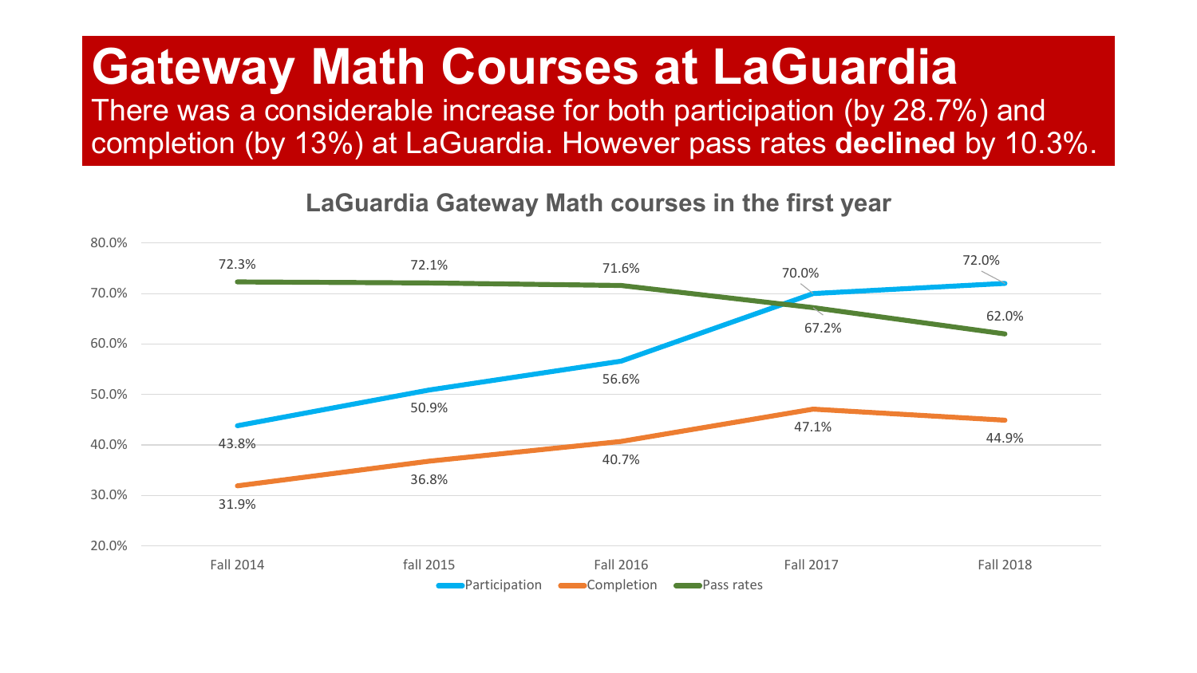# Gateway Math Courses at LaGuardia

There was a considerable increase for both participation (by 28.7%) and completion (by 13%) at LaGuardia. However pass rates **declined** by 10.3%.

**LaGuardia Gateway Math courses in the first year**

| | Fall 2014 | fall 2015 | Fall 2016 | Fall 2017 | Fall 2018 |
|---|---|---|---|---|---|
| Participation | 43.8% | 50.9% | 56.6% | 70.0% | 72.0% |
| Completion | 31.9% | 36.8% | 40.7% | 47.1% | 44.9% |
| Pass rates | 72.3% | 72.1% | 71.6% | 67.2% | 62.0% |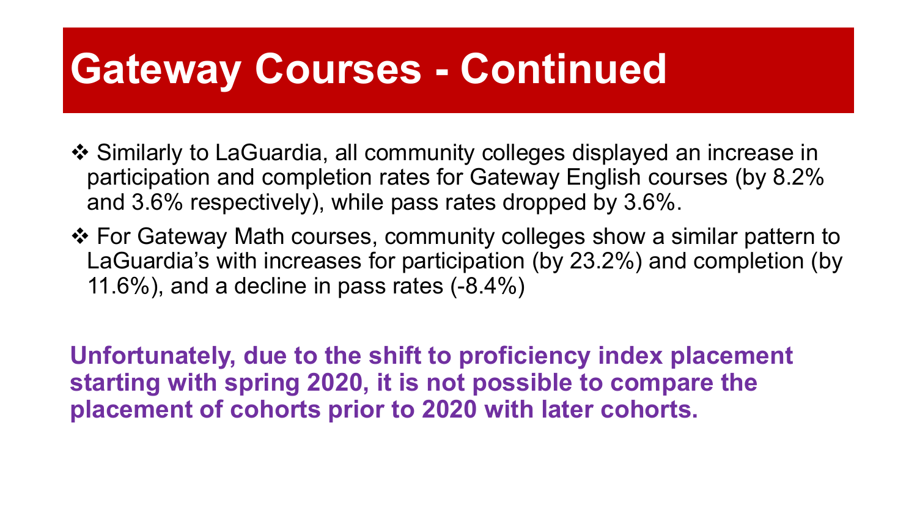# Gateway Courses - Continued

- ❖ Similarly to LaGuardia, all community colleges displayed an increase in participation and completion rates for Gateway English courses (by 8.2% and 3.6% respectively), while pass rates dropped by 3.6%.
- ❖ For Gateway Math courses, community colleges show a similar pattern to LaGuardia's with increases for participation (by 23.2%) and completion (by 11.6%), and a decline in pass rates (-8.4%)

**Unfortunately, due to the shift to proficiency index placement starting with spring 2020, it is not possible to compare the placement of cohorts prior to 2020 with later cohorts.**